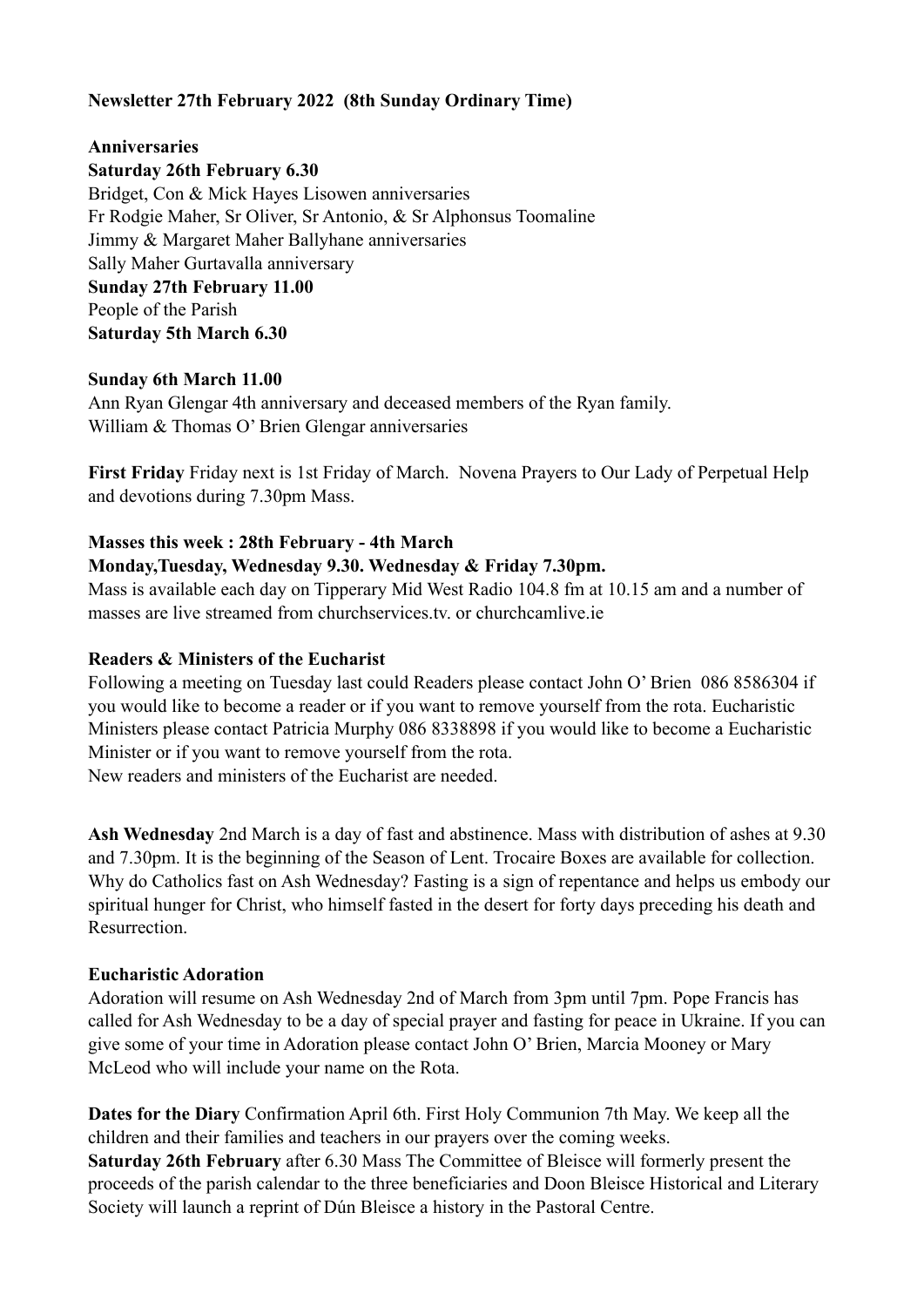**Newsletter 27th February 2022 (8th Sunday Ordinary Time)**

**Anniversaries**

**Saturday 26th February 6.30**

Bridget, Con & Mick Hayes Lisowen anniversaries
Fr Rodgie Maher, Sr Oliver, Sr Antonio, & Sr Alphonsus Toomaline
Jimmy & Margaret Maher Ballyhane anniversaries
Sally Maher Gurtavalla anniversary

**Sunday 27th February 11.00**

People of the Parish

**Saturday 5th March 6.30**

**Sunday 6th March 11.00**

Ann Ryan Glengar 4th anniversary and deceased members of the Ryan family.
William & Thomas O' Brien Glengar anniversaries

**First Friday** Friday next is 1st Friday of March. Novena Prayers to Our Lady of Perpetual Help and devotions during 7.30pm Mass.

**Masses this week : 28th February - 4th March**

**Monday,Tuesday, Wednesday 9.30. Wednesday & Friday 7.30pm.**

Mass is available each day on Tipperary Mid West Radio 104.8 fm at 10.15 am and a number of masses are live streamed from churchservices.tv. or churchcamlive.ie

**Readers & Ministers of the Eucharist**

Following a meeting on Tuesday last could Readers please contact John O' Brien 086 8586304 if you would like to become a reader or if you want to remove yourself from the rota. Eucharistic Ministers please contact Patricia Murphy 086 8338898 if you would like to become a Eucharistic Minister or if you want to remove yourself from the rota.
New readers and ministers of the Eucharist are needed.

**Ash Wednesday** 2nd March is a day of fast and abstinence. Mass with distribution of ashes at 9.30 and 7.30pm. It is the beginning of the Season of Lent. Trocaire Boxes are available for collection. Why do Catholics fast on Ash Wednesday? Fasting is a sign of repentance and helps us embody our spiritual hunger for Christ, who himself fasted in the desert for forty days preceding his death and Resurrection.

**Eucharistic Adoration**

Adoration will resume on Ash Wednesday 2nd of March from 3pm until 7pm. Pope Francis has called for Ash Wednesday to be a day of special prayer and fasting for peace in Ukraine. If you can give some of your time in Adoration please contact John O' Brien, Marcia Mooney or Mary McLeod who will include your name on the Rota.

**Dates for the Diary** Confirmation April 6th. First Holy Communion 7th May. We keep all the children and their families and teachers in our prayers over the coming weeks.

**Saturday 26th February** after 6.30 Mass The Committee of Bleisce will formerly present the proceeds of the parish calendar to the three beneficiaries and Doon Bleisce Historical and Literary Society will launch a reprint of Dún Bleisce a history in the Pastoral Centre.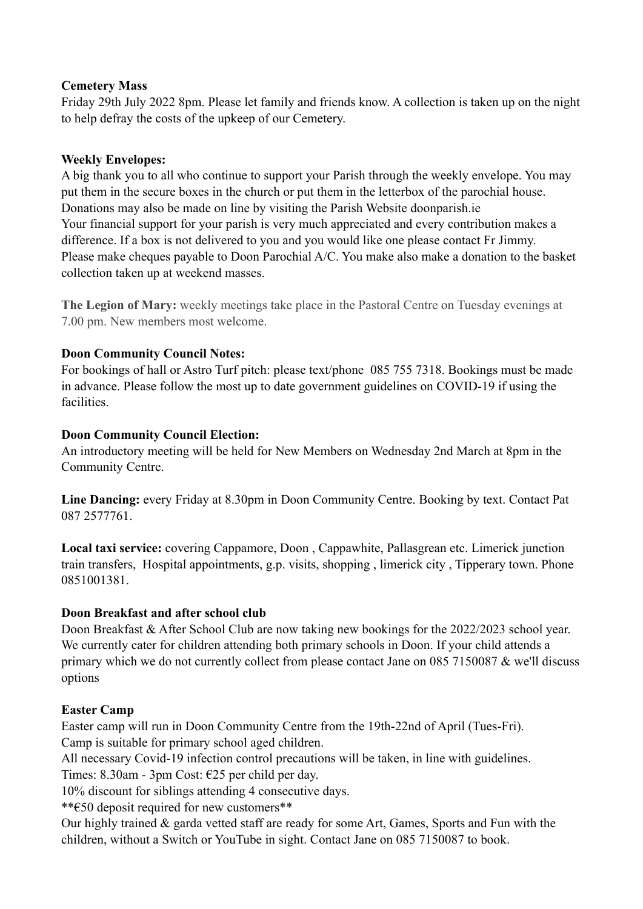**Cemetery Mass**
Friday 29th July 2022 8pm. Please let family and friends know. A collection is taken up on the night to help defray the costs of the upkeep of our Cemetery.

**Weekly Envelopes:**
A big thank you to all who continue to support your Parish through the weekly envelope. You may put them in the secure boxes in the church or put them in the letterbox of the parochial house. Donations may also be made on line by visiting the Parish Website doonparish.ie
Your financial support for your parish is very much appreciated and every contribution makes a difference. If a box is not delivered to you and you would like one please contact Fr Jimmy. Please make cheques payable to Doon Parochial A/C. You make also make a donation to the basket collection taken up at weekend masses.

**The Legion of Mary:** weekly meetings take place in the Pastoral Centre on Tuesday evenings at 7.00 pm. New members most welcome.

**Doon Community Council Notes:**
For bookings of hall or Astro Turf pitch: please text/phone 085 755 7318. Bookings must be made in advance. Please follow the most up to date government guidelines on COVID-19 if using the facilities.

**Doon Community Council Election:**
An introductory meeting will be held for New Members on Wednesday 2nd March at 8pm in the Community Centre.

**Line Dancing:** every Friday at 8.30pm in Doon Community Centre. Booking by text. Contact Pat 087 2577761.

**Local taxi service:** covering Cappamore, Doon , Cappawhite, Pallasgrean etc. Limerick junction train transfers, Hospital appointments, g.p. visits, shopping , limerick city , Tipperary town. Phone 0851001381.

**Doon Breakfast and after school club**
Doon Breakfast & After School Club are now taking new bookings for the 2022/2023 school year. We currently cater for children attending both primary schools in Doon. If your child attends a primary which we do not currently collect from please contact Jane on 085 7150087 & we'll discuss options

**Easter Camp**
Easter camp will run in Doon Community Centre from the 19th-22nd of April (Tues-Fri).
Camp is suitable for primary school aged children.
All necessary Covid-19 infection control precautions will be taken, in line with guidelines.
Times: 8.30am - 3pm Cost: €25 per child per day.
10% discount for siblings attending 4 consecutive days.
**€50 deposit required for new customers**
Our highly trained & garda vetted staff are ready for some Art, Games, Sports and Fun with the children, without a Switch or YouTube in sight. Contact Jane on 085 7150087 to book.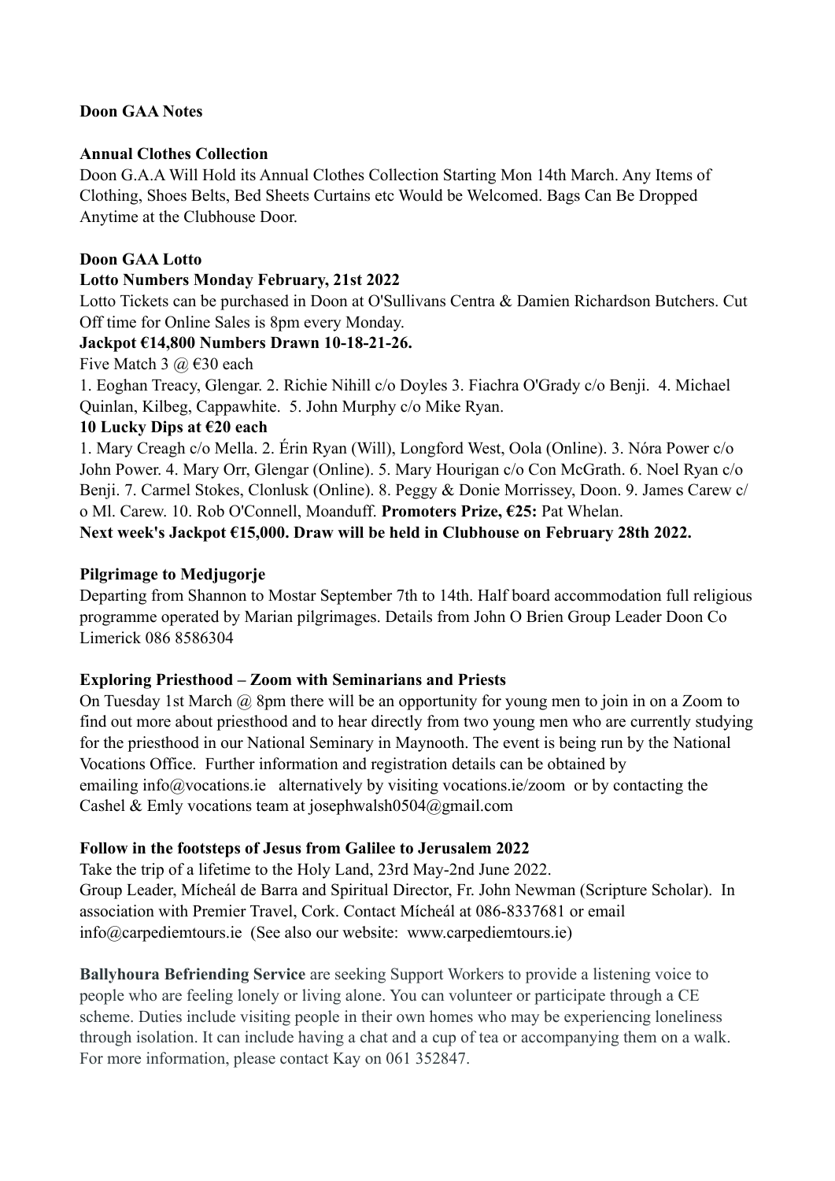**Doon GAA Notes**

**Annual Clothes Collection**

Doon G.A.A Will Hold its Annual Clothes Collection Starting Mon 14th March. Any Items of Clothing, Shoes Belts, Bed Sheets Curtains etc Would be Welcomed. Bags Can Be Dropped Anytime at the Clubhouse Door.

**Doon GAA Lotto**

**Lotto Numbers Monday February, 21st 2022**

Lotto Tickets can be purchased in Doon at O'Sullivans Centra & Damien Richardson Butchers. Cut Off time for Online Sales is 8pm every Monday.

**Jackpot €14,800 Numbers Drawn 10-18-21-26.**

Five Match 3 @ €30 each

1. Eoghan Treacy, Glengar. 2. Richie Nihill c/o Doyles 3. Fiachra O'Grady c/o Benji. 4. Michael Quinlan, Kilbeg, Cappawhite. 5. John Murphy c/o Mike Ryan.

**10 Lucky Dips at €20 each**

1. Mary Creagh c/o Mella. 2. Érin Ryan (Will), Longford West, Oola (Online). 3. Nóra Power c/o John Power. 4. Mary Orr, Glengar (Online). 5. Mary Hourigan c/o Con McGrath. 6. Noel Ryan c/o Benji. 7. Carmel Stokes, Clonlusk (Online). 8. Peggy & Donie Morrissey, Doon. 9. James Carew c/o Ml. Carew. 10. Rob O'Connell, Moanduff. **Promoters Prize, €25:** Pat Whelan.

**Next week's Jackpot €15,000. Draw will be held in Clubhouse on February 28th 2022.**

**Pilgrimage to Medjugorje**

Departing from Shannon to Mostar September 7th to 14th. Half board accommodation full religious programme operated by Marian pilgrimages. Details from John O Brien Group Leader Doon Co Limerick 086 8586304

**Exploring Priesthood – Zoom with Seminarians and Priests**

On Tuesday 1st March @ 8pm there will be an opportunity for young men to join in on a Zoom to find out more about priesthood and to hear directly from two young men who are currently studying for the priesthood in our National Seminary in Maynooth. The event is being run by the National Vocations Office. Further information and registration details can be obtained by emailing info@vocations.ie alternatively by visiting vocations.ie/zoom or by contacting the Cashel & Emly vocations team at josephwalsh0504@gmail.com

**Follow in the footsteps of Jesus from Galilee to Jerusalem 2022**

Take the trip of a lifetime to the Holy Land, 23rd May-2nd June 2022.
Group Leader, Mícheál de Barra and Spiritual Director, Fr. John Newman (Scripture Scholar). In association with Premier Travel, Cork. Contact Mícheál at 086-8337681 or email info@carpediemtours.ie (See also our website: www.carpediemtours.ie)

**Ballyhoura Befriending Service** are seeking Support Workers to provide a listening voice to people who are feeling lonely or living alone. You can volunteer or participate through a CE scheme. Duties include visiting people in their own homes who may be experiencing loneliness through isolation. It can include having a chat and a cup of tea or accompanying them on a walk. For more information, please contact Kay on 061 352847.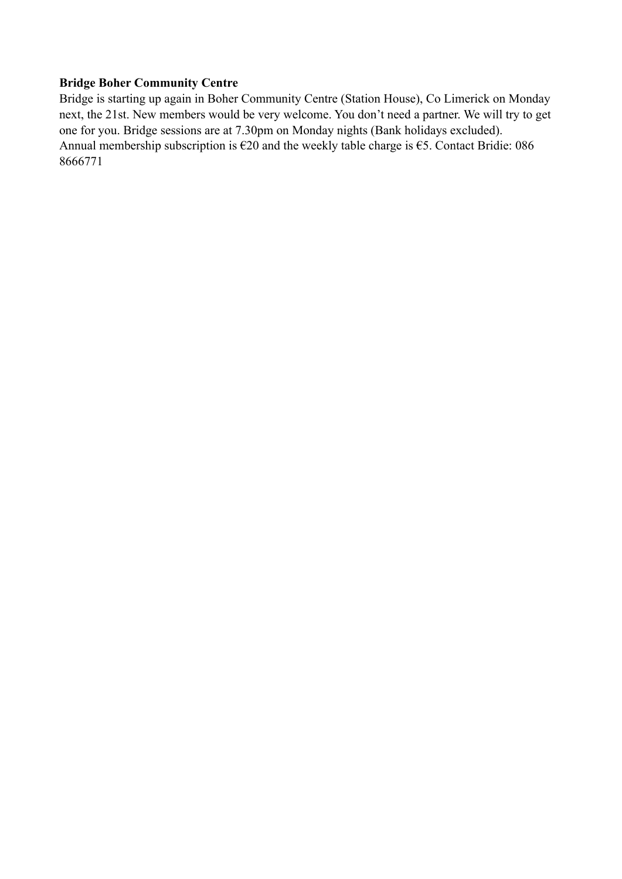**Bridge Boher Community Centre**

Bridge is starting up again in Boher Community Centre (Station House), Co Limerick on Monday next, the 21st. New members would be very welcome. You don't need a partner. We will try to get one for you. Bridge sessions are at 7.30pm on Monday nights (Bank holidays excluded). Annual membership subscription is €20 and the weekly table charge is €5. Contact Bridie: 086 8666771